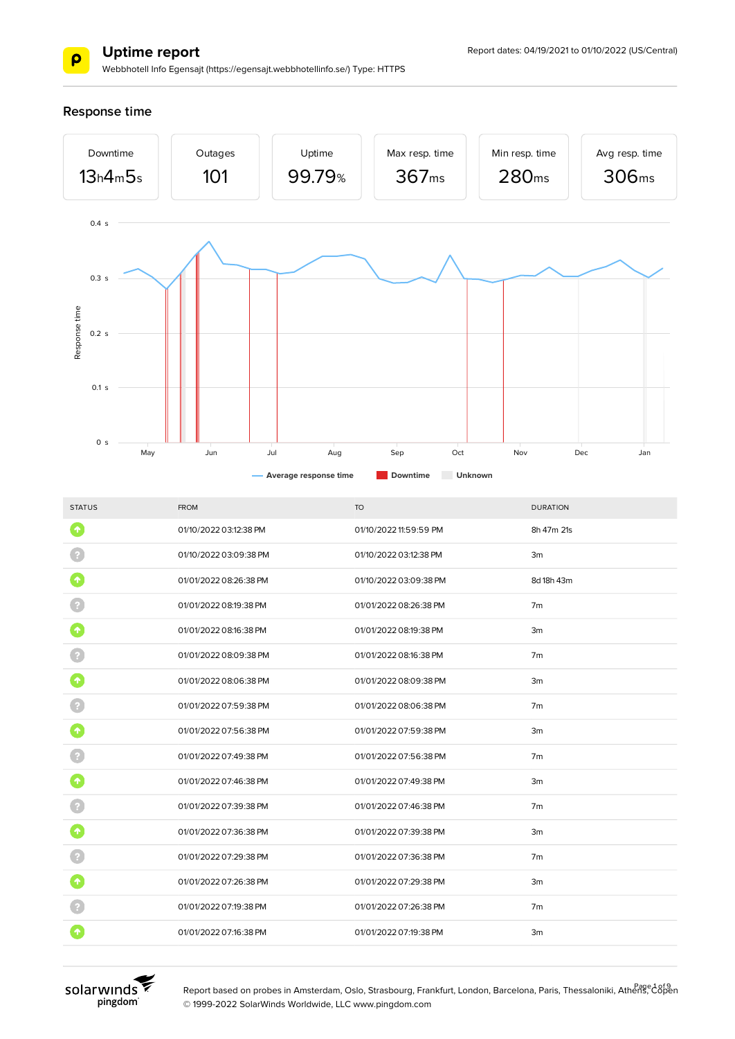# Uptime report

Webbhotell Info Egensajt (https://egensajt.webbhotellinfo.se/) Type: HTTPS

Report dates: 04/19/2021 to 01/10/2022 (US/Central)

## Response time

| Downtime | Outages | Uptime | Max resp. time | Min resp. time | Avg resp. time |
|---|---|---|---|---|---|
| 13h4m5s | 101 | 99.79% | 367ms | 280ms | 306ms |

| STATUS | FROM | TO | DURATION |
|---|---|---|---|
| Up | 01/10/2022 03:12:38 PM | 01/10/2022 11:59:59 PM | 8h 47m 21s |
| Unknown | 01/10/2022 03:09:38 PM | 01/10/2022 03:12:38 PM | 3m |
| Up | 01/01/2022 08:26:38 PM | 01/10/2022 03:09:38 PM | 8d 18h 43m |
| Unknown | 01/01/2022 08:19:38 PM | 01/01/2022 08:26:38 PM | 7m |
| Up | 01/01/2022 08:16:38 PM | 01/01/2022 08:19:38 PM | 3m |
| Unknown | 01/01/2022 08:09:38 PM | 01/01/2022 08:16:38 PM | 7m |
| Up | 01/01/2022 08:06:38 PM | 01/01/2022 08:09:38 PM | 3m |
| Unknown | 01/01/2022 07:59:38 PM | 01/01/2022 08:06:38 PM | 7m |
| Up | 01/01/2022 07:56:38 PM | 01/01/2022 07:59:38 PM | 3m |
| Unknown | 01/01/2022 07:49:38 PM | 01/01/2022 07:56:38 PM | 7m |
| Up | 01/01/2022 07:46:38 PM | 01/01/2022 07:49:38 PM | 3m |
| Unknown | 01/01/2022 07:39:38 PM | 01/01/2022 07:46:38 PM | 7m |
| Up | 01/01/2022 07:36:38 PM | 01/01/2022 07:39:38 PM | 3m |
| Unknown | 01/01/2022 07:29:38 PM | 01/01/2022 07:36:38 PM | 7m |
| Up | 01/01/2022 07:26:38 PM | 01/01/2022 07:29:38 PM | 3m |
| Unknown | 01/01/2022 07:19:38 PM | 01/01/2022 07:26:38 PM | 7m |
| Up | 01/01/2022 07:16:38 PM | 01/01/2022 07:19:38 PM | 3m |

Report based on probes in Amsterdam, Oslo, Strasbourg, Frankfurt, London, Barcelona, Paris, Thessaloniki, Athens, Copen

© 1999-2022 SolarWinds Worldwide, LLC www.pingdom.com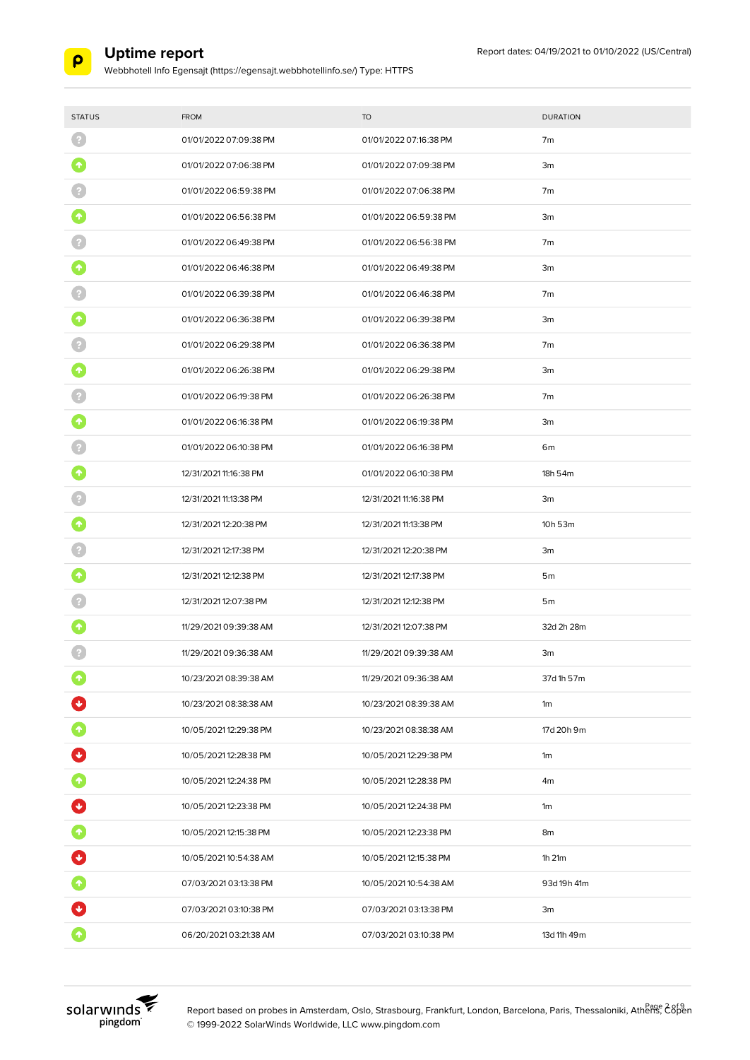# Uptime report

Webbhotell Info Egensajt (https://egensajt.webbhotellinfo.se/) Type: HTTPS

Report dates: 04/19/2021 to 01/10/2022 (US/Central)

| STATUS | FROM | TO | DURATION |
|---|---|---|---|
| ? | 01/01/2022 07:09:38 PM | 01/01/2022 07:16:38 PM | 7m |
| up | 01/01/2022 07:06:38 PM | 01/01/2022 07:09:38 PM | 3m |
| ? | 01/01/2022 06:59:38 PM | 01/01/2022 07:06:38 PM | 7m |
| up | 01/01/2022 06:56:38 PM | 01/01/2022 06:59:38 PM | 3m |
| ? | 01/01/2022 06:49:38 PM | 01/01/2022 06:56:38 PM | 7m |
| up | 01/01/2022 06:46:38 PM | 01/01/2022 06:49:38 PM | 3m |
| ? | 01/01/2022 06:39:38 PM | 01/01/2022 06:46:38 PM | 7m |
| up | 01/01/2022 06:36:38 PM | 01/01/2022 06:39:38 PM | 3m |
| ? | 01/01/2022 06:29:38 PM | 01/01/2022 06:36:38 PM | 7m |
| up | 01/01/2022 06:26:38 PM | 01/01/2022 06:29:38 PM | 3m |
| ? | 01/01/2022 06:19:38 PM | 01/01/2022 06:26:38 PM | 7m |
| up | 01/01/2022 06:16:38 PM | 01/01/2022 06:19:38 PM | 3m |
| ? | 01/01/2022 06:10:38 PM | 01/01/2022 06:16:38 PM | 6m |
| up | 12/31/2021 11:16:38 PM | 01/01/2022 06:10:38 PM | 18h 54m |
| ? | 12/31/2021 11:13:38 PM | 12/31/2021 11:16:38 PM | 3m |
| up | 12/31/2021 12:20:38 PM | 12/31/2021 11:13:38 PM | 10h 53m |
| ? | 12/31/2021 12:17:38 PM | 12/31/2021 12:20:38 PM | 3m |
| up | 12/31/2021 12:12:38 PM | 12/31/2021 12:17:38 PM | 5m |
| ? | 12/31/2021 12:07:38 PM | 12/31/2021 12:12:38 PM | 5m |
| up | 11/29/2021 09:39:38 AM | 12/31/2021 12:07:38 PM | 32d 2h 28m |
| ? | 11/29/2021 09:36:38 AM | 11/29/2021 09:39:38 AM | 3m |
| up | 10/23/2021 08:39:38 AM | 11/29/2021 09:36:38 AM | 37d 1h 57m |
| down | 10/23/2021 08:38:38 AM | 10/23/2021 08:39:38 AM | 1m |
| up | 10/05/2021 12:29:38 PM | 10/23/2021 08:38:38 AM | 17d 20h 9m |
| down | 10/05/2021 12:28:38 PM | 10/05/2021 12:29:38 PM | 1m |
| up | 10/05/2021 12:24:38 PM | 10/05/2021 12:28:38 PM | 4m |
| down | 10/05/2021 12:23:38 PM | 10/05/2021 12:24:38 PM | 1m |
| up | 10/05/2021 12:15:38 PM | 10/05/2021 12:23:38 PM | 8m |
| down | 10/05/2021 10:54:38 AM | 10/05/2021 12:15:38 PM | 1h 21m |
| up | 07/03/2021 03:13:38 PM | 10/05/2021 10:54:38 AM | 93d 19h 41m |
| down | 07/03/2021 03:10:38 PM | 07/03/2021 03:13:38 PM | 3m |
| up | 06/20/2021 03:21:38 AM | 07/03/2021 03:10:38 PM | 13d 11h 49m |

solarwinds pingdom

Report based on probes in Amsterdam, Oslo, Strasbourg, Frankfurt, London, Barcelona, Paris, Thessaloniki, Athens, Copen
© 1999-2022 SolarWinds Worldwide, LLC www.pingdom.com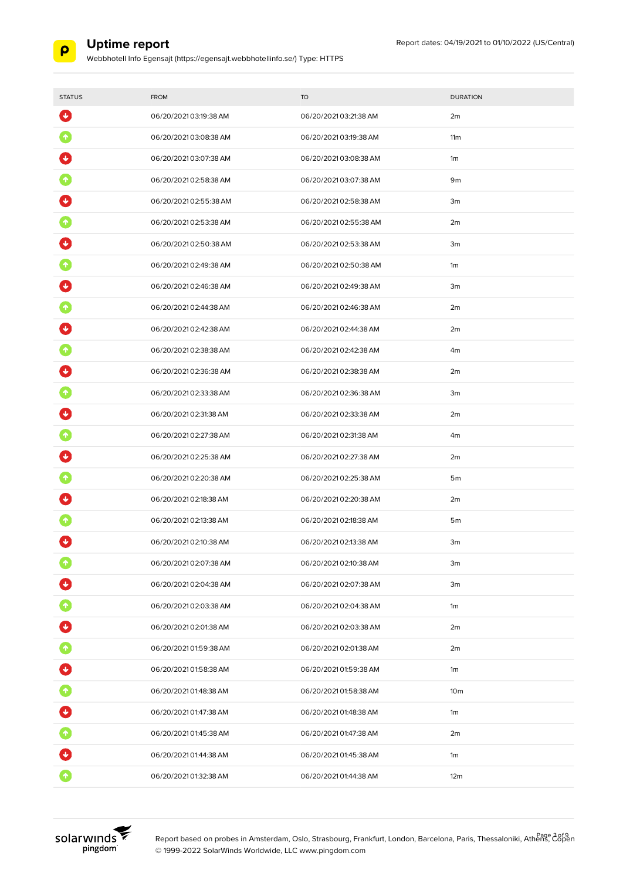# Uptime report

Webbhotell Info Egensajt (https://egensajt.webbhotellinfo.se/) Type: HTTPS

Report dates: 04/19/2021 to 01/10/2022 (US/Central)

| STATUS | FROM | TO | DURATION |
|---|---|---|---|
| Down | 06/20/2021 03:19:38 AM | 06/20/2021 03:21:38 AM | 2m |
| Up | 06/20/2021 03:08:38 AM | 06/20/2021 03:19:38 AM | 11m |
| Down | 06/20/2021 03:07:38 AM | 06/20/2021 03:08:38 AM | 1m |
| Up | 06/20/2021 02:58:38 AM | 06/20/2021 03:07:38 AM | 9m |
| Down | 06/20/2021 02:55:38 AM | 06/20/2021 02:58:38 AM | 3m |
| Up | 06/20/2021 02:53:38 AM | 06/20/2021 02:55:38 AM | 2m |
| Down | 06/20/2021 02:50:38 AM | 06/20/2021 02:53:38 AM | 3m |
| Up | 06/20/2021 02:49:38 AM | 06/20/2021 02:50:38 AM | 1m |
| Down | 06/20/2021 02:46:38 AM | 06/20/2021 02:49:38 AM | 3m |
| Up | 06/20/2021 02:44:38 AM | 06/20/2021 02:46:38 AM | 2m |
| Down | 06/20/2021 02:42:38 AM | 06/20/2021 02:44:38 AM | 2m |
| Up | 06/20/2021 02:38:38 AM | 06/20/2021 02:42:38 AM | 4m |
| Down | 06/20/2021 02:36:38 AM | 06/20/2021 02:38:38 AM | 2m |
| Up | 06/20/2021 02:33:38 AM | 06/20/2021 02:36:38 AM | 3m |
| Down | 06/20/2021 02:31:38 AM | 06/20/2021 02:33:38 AM | 2m |
| Up | 06/20/2021 02:27:38 AM | 06/20/2021 02:31:38 AM | 4m |
| Down | 06/20/2021 02:25:38 AM | 06/20/2021 02:27:38 AM | 2m |
| Up | 06/20/2021 02:20:38 AM | 06/20/2021 02:25:38 AM | 5m |
| Down | 06/20/2021 02:18:38 AM | 06/20/2021 02:20:38 AM | 2m |
| Up | 06/20/2021 02:13:38 AM | 06/20/2021 02:18:38 AM | 5m |
| Down | 06/20/2021 02:10:38 AM | 06/20/2021 02:13:38 AM | 3m |
| Up | 06/20/2021 02:07:38 AM | 06/20/2021 02:10:38 AM | 3m |
| Down | 06/20/2021 02:04:38 AM | 06/20/2021 02:07:38 AM | 3m |
| Up | 06/20/2021 02:03:38 AM | 06/20/2021 02:04:38 AM | 1m |
| Down | 06/20/2021 02:01:38 AM | 06/20/2021 02:03:38 AM | 2m |
| Up | 06/20/2021 01:59:38 AM | 06/20/2021 02:01:38 AM | 2m |
| Down | 06/20/2021 01:58:38 AM | 06/20/2021 01:59:38 AM | 1m |
| Up | 06/20/2021 01:48:38 AM | 06/20/2021 01:58:38 AM | 10m |
| Down | 06/20/2021 01:47:38 AM | 06/20/2021 01:48:38 AM | 1m |
| Up | 06/20/2021 01:45:38 AM | 06/20/2021 01:47:38 AM | 2m |
| Down | 06/20/2021 01:44:38 AM | 06/20/2021 01:45:38 AM | 1m |
| Up | 06/20/2021 01:32:38 AM | 06/20/2021 01:44:38 AM | 12m |

Report based on probes in Amsterdam, Oslo, Strasbourg, Frankfurt, London, Barcelona, Paris, Thessaloniki, Athens, Copen

© 1999-2022 SolarWinds Worldwide, LLC www.pingdom.com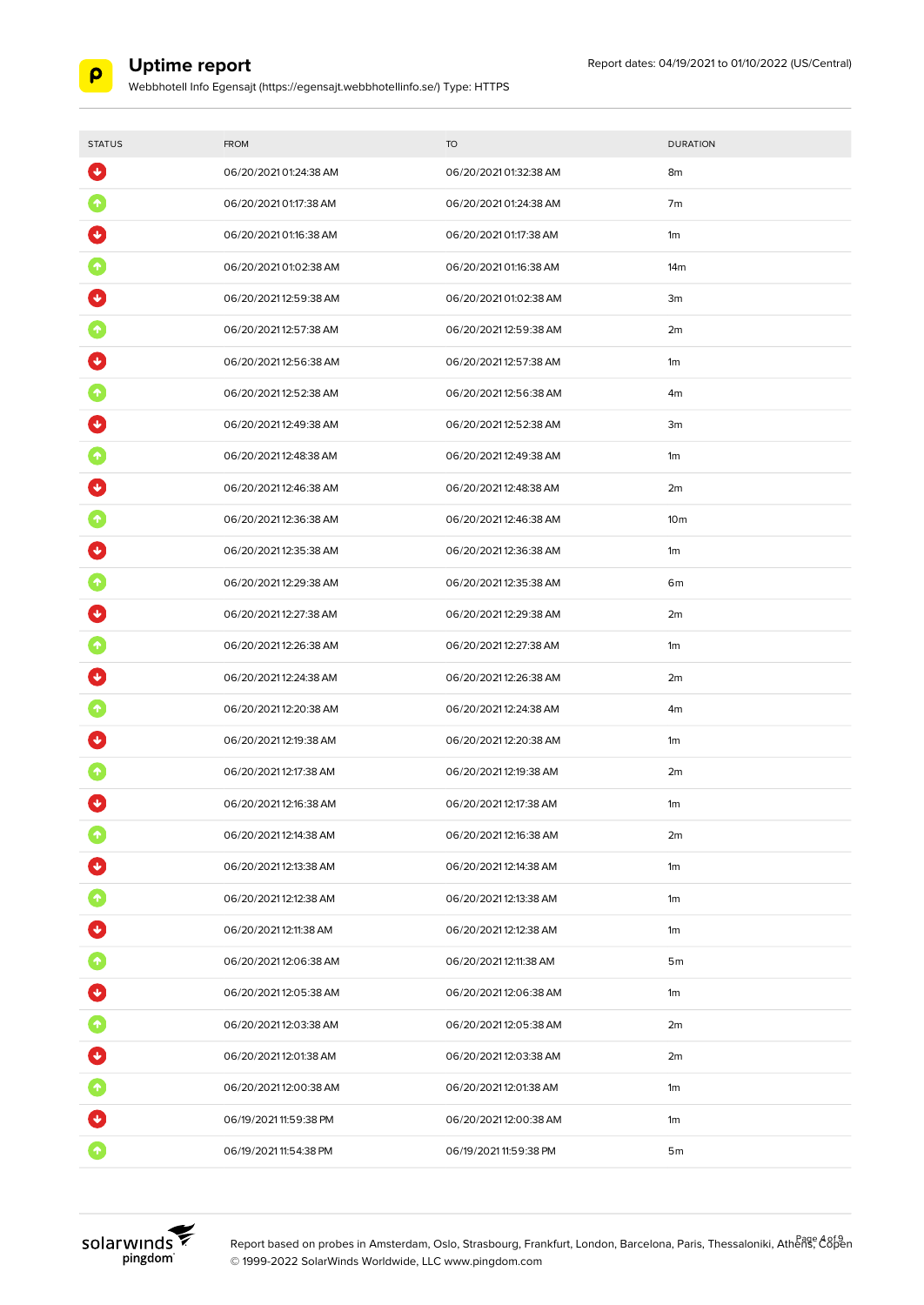# Uptime report

Webbhotell Info Egensajt (https://egensajt.webbhotellinfo.se/) Type: HTTPS

Report dates: 04/19/2021 to 01/10/2022 (US/Central)

| STATUS | FROM | TO | DURATION |
|---|---|---|---|
| Down | 06/20/2021 01:24:38 AM | 06/20/2021 01:32:38 AM | 8m |
| Up | 06/20/2021 01:17:38 AM | 06/20/2021 01:24:38 AM | 7m |
| Down | 06/20/2021 01:16:38 AM | 06/20/2021 01:17:38 AM | 1m |
| Up | 06/20/2021 01:02:38 AM | 06/20/2021 01:16:38 AM | 14m |
| Down | 06/20/2021 12:59:38 AM | 06/20/2021 01:02:38 AM | 3m |
| Up | 06/20/2021 12:57:38 AM | 06/20/2021 12:59:38 AM | 2m |
| Down | 06/20/2021 12:56:38 AM | 06/20/2021 12:57:38 AM | 1m |
| Up | 06/20/2021 12:52:38 AM | 06/20/2021 12:56:38 AM | 4m |
| Down | 06/20/2021 12:49:38 AM | 06/20/2021 12:52:38 AM | 3m |
| Up | 06/20/2021 12:48:38 AM | 06/20/2021 12:49:38 AM | 1m |
| Down | 06/20/2021 12:46:38 AM | 06/20/2021 12:48:38 AM | 2m |
| Up | 06/20/2021 12:36:38 AM | 06/20/2021 12:46:38 AM | 10m |
| Down | 06/20/2021 12:35:38 AM | 06/20/2021 12:36:38 AM | 1m |
| Up | 06/20/2021 12:29:38 AM | 06/20/2021 12:35:38 AM | 6m |
| Down | 06/20/2021 12:27:38 AM | 06/20/2021 12:29:38 AM | 2m |
| Up | 06/20/2021 12:26:38 AM | 06/20/2021 12:27:38 AM | 1m |
| Down | 06/20/2021 12:24:38 AM | 06/20/2021 12:26:38 AM | 2m |
| Up | 06/20/2021 12:20:38 AM | 06/20/2021 12:24:38 AM | 4m |
| Down | 06/20/2021 12:19:38 AM | 06/20/2021 12:20:38 AM | 1m |
| Up | 06/20/2021 12:17:38 AM | 06/20/2021 12:19:38 AM | 2m |
| Down | 06/20/2021 12:16:38 AM | 06/20/2021 12:17:38 AM | 1m |
| Up | 06/20/2021 12:14:38 AM | 06/20/2021 12:16:38 AM | 2m |
| Down | 06/20/2021 12:13:38 AM | 06/20/2021 12:14:38 AM | 1m |
| Up | 06/20/2021 12:12:38 AM | 06/20/2021 12:13:38 AM | 1m |
| Down | 06/20/2021 12:11:38 AM | 06/20/2021 12:12:38 AM | 1m |
| Up | 06/20/2021 12:06:38 AM | 06/20/2021 12:11:38 AM | 5m |
| Down | 06/20/2021 12:05:38 AM | 06/20/2021 12:06:38 AM | 1m |
| Up | 06/20/2021 12:03:38 AM | 06/20/2021 12:05:38 AM | 2m |
| Down | 06/20/2021 12:01:38 AM | 06/20/2021 12:03:38 AM | 2m |
| Up | 06/20/2021 12:00:38 AM | 06/20/2021 12:01:38 AM | 1m |
| Down | 06/19/2021 11:59:38 PM | 06/20/2021 12:00:38 AM | 1m |
| Up | 06/19/2021 11:54:38 PM | 06/19/2021 11:59:38 PM | 5m |

Report based on probes in Amsterdam, Oslo, Strasbourg, Frankfurt, London, Barcelona, Paris, Thessaloniki, Athens, Copen
© 1999-2022 SolarWinds Worldwide, LLC www.pingdom.com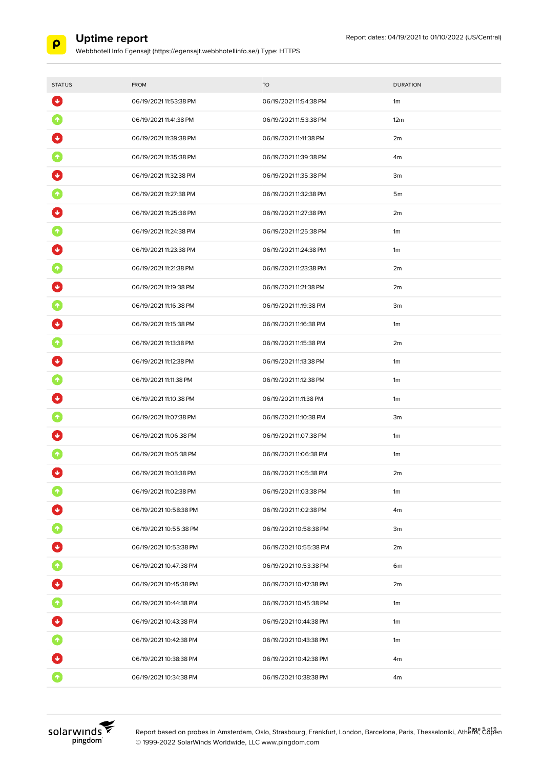# Uptime report

Webbhotell Info Egensajt (https://egensajt.webbhotellinfo.se/) Type: HTTPS

Report dates: 04/19/2021 to 01/10/2022 (US/Central)

| STATUS | FROM | TO | DURATION |
|---|---|---|---|
| Down | 06/19/2021 11:53:38 PM | 06/19/2021 11:54:38 PM | 1m |
| Up | 06/19/2021 11:41:38 PM | 06/19/2021 11:53:38 PM | 12m |
| Down | 06/19/2021 11:39:38 PM | 06/19/2021 11:41:38 PM | 2m |
| Up | 06/19/2021 11:35:38 PM | 06/19/2021 11:39:38 PM | 4m |
| Down | 06/19/2021 11:32:38 PM | 06/19/2021 11:35:38 PM | 3m |
| Up | 06/19/2021 11:27:38 PM | 06/19/2021 11:32:38 PM | 5m |
| Down | 06/19/2021 11:25:38 PM | 06/19/2021 11:27:38 PM | 2m |
| Up | 06/19/2021 11:24:38 PM | 06/19/2021 11:25:38 PM | 1m |
| Down | 06/19/2021 11:23:38 PM | 06/19/2021 11:24:38 PM | 1m |
| Up | 06/19/2021 11:21:38 PM | 06/19/2021 11:23:38 PM | 2m |
| Down | 06/19/2021 11:19:38 PM | 06/19/2021 11:21:38 PM | 2m |
| Up | 06/19/2021 11:16:38 PM | 06/19/2021 11:19:38 PM | 3m |
| Down | 06/19/2021 11:15:38 PM | 06/19/2021 11:16:38 PM | 1m |
| Up | 06/19/2021 11:13:38 PM | 06/19/2021 11:15:38 PM | 2m |
| Down | 06/19/2021 11:12:38 PM | 06/19/2021 11:13:38 PM | 1m |
| Up | 06/19/2021 11:11:38 PM | 06/19/2021 11:12:38 PM | 1m |
| Down | 06/19/2021 11:10:38 PM | 06/19/2021 11:11:38 PM | 1m |
| Up | 06/19/2021 11:07:38 PM | 06/19/2021 11:10:38 PM | 3m |
| Down | 06/19/2021 11:06:38 PM | 06/19/2021 11:07:38 PM | 1m |
| Up | 06/19/2021 11:05:38 PM | 06/19/2021 11:06:38 PM | 1m |
| Down | 06/19/2021 11:03:38 PM | 06/19/2021 11:05:38 PM | 2m |
| Up | 06/19/2021 11:02:38 PM | 06/19/2021 11:03:38 PM | 1m |
| Down | 06/19/2021 10:58:38 PM | 06/19/2021 11:02:38 PM | 4m |
| Up | 06/19/2021 10:55:38 PM | 06/19/2021 10:58:38 PM | 3m |
| Down | 06/19/2021 10:53:38 PM | 06/19/2021 10:55:38 PM | 2m |
| Up | 06/19/2021 10:47:38 PM | 06/19/2021 10:53:38 PM | 6m |
| Down | 06/19/2021 10:45:38 PM | 06/19/2021 10:47:38 PM | 2m |
| Up | 06/19/2021 10:44:38 PM | 06/19/2021 10:45:38 PM | 1m |
| Down | 06/19/2021 10:43:38 PM | 06/19/2021 10:44:38 PM | 1m |
| Up | 06/19/2021 10:42:38 PM | 06/19/2021 10:43:38 PM | 1m |
| Down | 06/19/2021 10:38:38 PM | 06/19/2021 10:42:38 PM | 4m |
| Up | 06/19/2021 10:34:38 PM | 06/19/2021 10:38:38 PM | 4m |

Report based on probes in Amsterdam, Oslo, Strasbourg, Frankfurt, London, Barcelona, Paris, Thessaloniki, Athens, Copen
© 1999-2022 SolarWinds Worldwide, LLC www.pingdom.com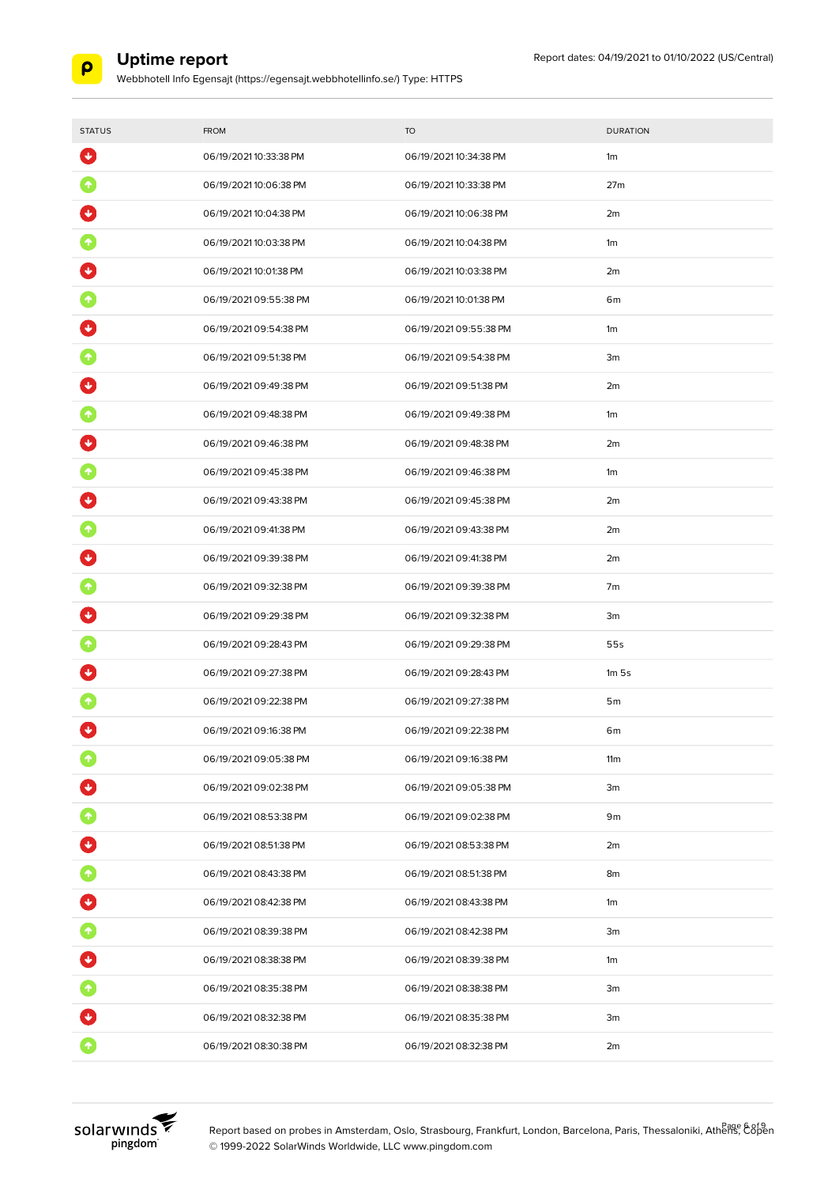# Uptime report

Webbhotell Info Egensajt (https://egensajt.webbhotellinfo.se/) Type: HTTPS

Report dates: 04/19/2021 to 01/10/2022 (US/Central)

| STATUS | FROM | TO | DURATION |
|---|---|---|---|
| Down | 06/19/2021 10:33:38 PM | 06/19/2021 10:34:38 PM | 1m |
| Up | 06/19/2021 10:06:38 PM | 06/19/2021 10:33:38 PM | 27m |
| Down | 06/19/2021 10:04:38 PM | 06/19/2021 10:06:38 PM | 2m |
| Up | 06/19/2021 10:03:38 PM | 06/19/2021 10:04:38 PM | 1m |
| Down | 06/19/2021 10:01:38 PM | 06/19/2021 10:03:38 PM | 2m |
| Up | 06/19/2021 09:55:38 PM | 06/19/2021 10:01:38 PM | 6m |
| Down | 06/19/2021 09:54:38 PM | 06/19/2021 09:55:38 PM | 1m |
| Up | 06/19/2021 09:51:38 PM | 06/19/2021 09:54:38 PM | 3m |
| Down | 06/19/2021 09:49:38 PM | 06/19/2021 09:51:38 PM | 2m |
| Up | 06/19/2021 09:48:38 PM | 06/19/2021 09:49:38 PM | 1m |
| Down | 06/19/2021 09:46:38 PM | 06/19/2021 09:48:38 PM | 2m |
| Up | 06/19/2021 09:45:38 PM | 06/19/2021 09:46:38 PM | 1m |
| Down | 06/19/2021 09:43:38 PM | 06/19/2021 09:45:38 PM | 2m |
| Up | 06/19/2021 09:41:38 PM | 06/19/2021 09:43:38 PM | 2m |
| Down | 06/19/2021 09:39:38 PM | 06/19/2021 09:41:38 PM | 2m |
| Up | 06/19/2021 09:32:38 PM | 06/19/2021 09:39:38 PM | 7m |
| Down | 06/19/2021 09:29:38 PM | 06/19/2021 09:32:38 PM | 3m |
| Up | 06/19/2021 09:28:43 PM | 06/19/2021 09:29:38 PM | 55s |
| Down | 06/19/2021 09:27:38 PM | 06/19/2021 09:28:43 PM | 1m 5s |
| Up | 06/19/2021 09:22:38 PM | 06/19/2021 09:27:38 PM | 5m |
| Down | 06/19/2021 09:16:38 PM | 06/19/2021 09:22:38 PM | 6m |
| Up | 06/19/2021 09:05:38 PM | 06/19/2021 09:16:38 PM | 11m |
| Down | 06/19/2021 09:02:38 PM | 06/19/2021 09:05:38 PM | 3m |
| Up | 06/19/2021 08:53:38 PM | 06/19/2021 09:02:38 PM | 9m |
| Down | 06/19/2021 08:51:38 PM | 06/19/2021 08:53:38 PM | 2m |
| Up | 06/19/2021 08:43:38 PM | 06/19/2021 08:51:38 PM | 8m |
| Down | 06/19/2021 08:42:38 PM | 06/19/2021 08:43:38 PM | 1m |
| Up | 06/19/2021 08:39:38 PM | 06/19/2021 08:42:38 PM | 3m |
| Down | 06/19/2021 08:38:38 PM | 06/19/2021 08:39:38 PM | 1m |
| Up | 06/19/2021 08:35:38 PM | 06/19/2021 08:38:38 PM | 3m |
| Down | 06/19/2021 08:32:38 PM | 06/19/2021 08:35:38 PM | 3m |
| Up | 06/19/2021 08:30:38 PM | 06/19/2021 08:32:38 PM | 2m |

Report based on probes in Amsterdam, Oslo, Strasbourg, Frankfurt, London, Barcelona, Paris, Thessaloniki, Athens, Copen
© 1999-2022 SolarWinds Worldwide, LLC www.pingdom.com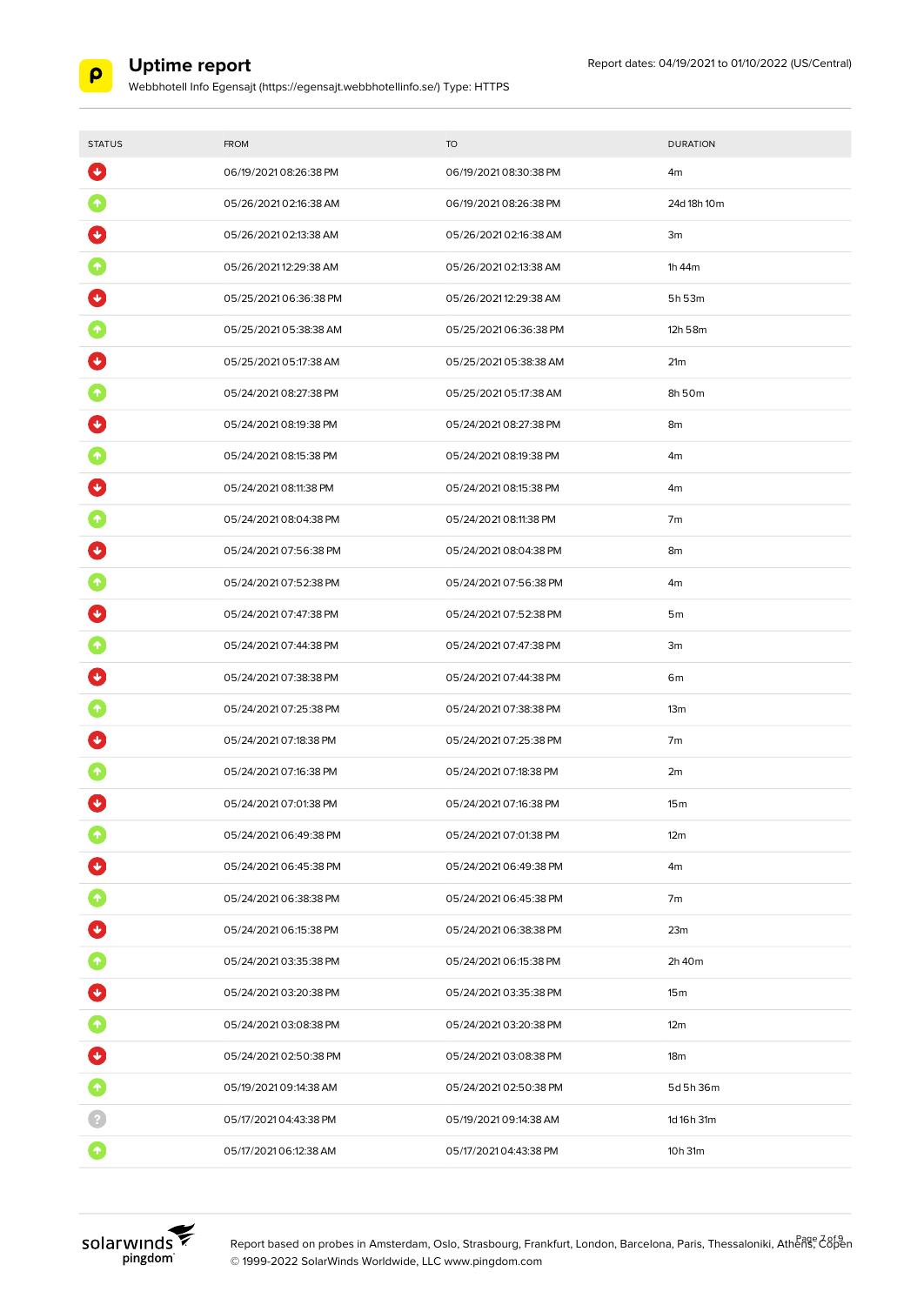# Uptime report

Webbhotell Info Egensajt (https://egensajt.webbhotellinfo.se/) Type: HTTPS

Report dates: 04/19/2021 to 01/10/2022 (US/Central)

| STATUS | FROM | TO | DURATION |
|---|---|---|---|
| Down | 06/19/2021 08:26:38 PM | 06/19/2021 08:30:38 PM | 4m |
| Up | 05/26/2021 02:16:38 AM | 06/19/2021 08:26:38 PM | 24d 18h 10m |
| Down | 05/26/2021 02:13:38 AM | 05/26/2021 02:16:38 AM | 3m |
| Up | 05/26/2021 12:29:38 AM | 05/26/2021 02:13:38 AM | 1h 44m |
| Down | 05/25/2021 06:36:38 PM | 05/26/2021 12:29:38 AM | 5h 53m |
| Up | 05/25/2021 05:38:38 AM | 05/25/2021 06:36:38 PM | 12h 58m |
| Down | 05/25/2021 05:17:38 AM | 05/25/2021 05:38:38 AM | 21m |
| Up | 05/24/2021 08:27:38 PM | 05/25/2021 05:17:38 AM | 8h 50m |
| Down | 05/24/2021 08:19:38 PM | 05/24/2021 08:27:38 PM | 8m |
| Up | 05/24/2021 08:15:38 PM | 05/24/2021 08:19:38 PM | 4m |
| Down | 05/24/2021 08:11:38 PM | 05/24/2021 08:15:38 PM | 4m |
| Up | 05/24/2021 08:04:38 PM | 05/24/2021 08:11:38 PM | 7m |
| Down | 05/24/2021 07:56:38 PM | 05/24/2021 08:04:38 PM | 8m |
| Up | 05/24/2021 07:52:38 PM | 05/24/2021 07:56:38 PM | 4m |
| Down | 05/24/2021 07:47:38 PM | 05/24/2021 07:52:38 PM | 5m |
| Up | 05/24/2021 07:44:38 PM | 05/24/2021 07:47:38 PM | 3m |
| Down | 05/24/2021 07:38:38 PM | 05/24/2021 07:44:38 PM | 6m |
| Up | 05/24/2021 07:25:38 PM | 05/24/2021 07:38:38 PM | 13m |
| Down | 05/24/2021 07:18:38 PM | 05/24/2021 07:25:38 PM | 7m |
| Up | 05/24/2021 07:16:38 PM | 05/24/2021 07:18:38 PM | 2m |
| Down | 05/24/2021 07:01:38 PM | 05/24/2021 07:16:38 PM | 15m |
| Up | 05/24/2021 06:49:38 PM | 05/24/2021 07:01:38 PM | 12m |
| Down | 05/24/2021 06:45:38 PM | 05/24/2021 06:49:38 PM | 4m |
| Up | 05/24/2021 06:38:38 PM | 05/24/2021 06:45:38 PM | 7m |
| Down | 05/24/2021 06:15:38 PM | 05/24/2021 06:38:38 PM | 23m |
| Up | 05/24/2021 03:35:38 PM | 05/24/2021 06:15:38 PM | 2h 40m |
| Down | 05/24/2021 03:20:38 PM | 05/24/2021 03:35:38 PM | 15m |
| Up | 05/24/2021 03:08:38 PM | 05/24/2021 03:20:38 PM | 12m |
| Down | 05/24/2021 02:50:38 PM | 05/24/2021 03:08:38 PM | 18m |
| Up | 05/19/2021 09:14:38 AM | 05/24/2021 02:50:38 PM | 5d 5h 36m |
| Unknown | 05/17/2021 04:43:38 PM | 05/19/2021 09:14:38 AM | 1d 16h 31m |
| Up | 05/17/2021 06:12:38 AM | 05/17/2021 04:43:38 PM | 10h 31m |

Report based on probes in Amsterdam, Oslo, Strasbourg, Frankfurt, London, Barcelona, Paris, Thessaloniki, Athens, Copen
© 1999-2022 SolarWinds Worldwide, LLC www.pingdom.com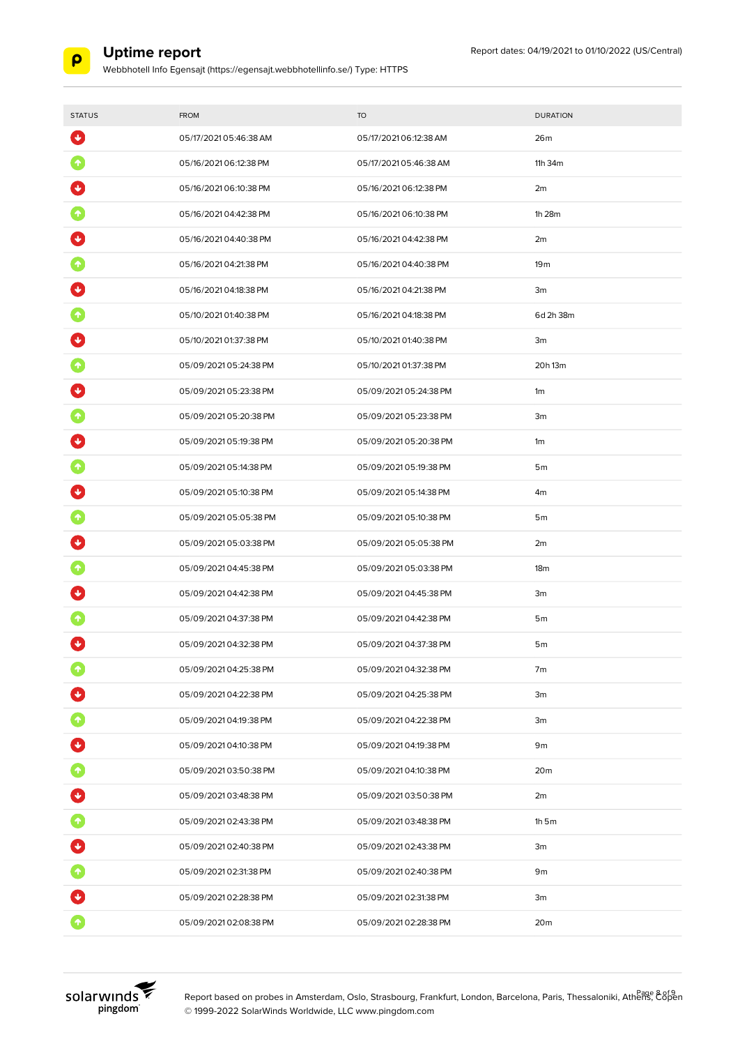# Uptime report

Webbhotell Info Egensajt (https://egensajt.webbhotellinfo.se/) Type: HTTPS

Report dates: 04/19/2021 to 01/10/2022 (US/Central)

| STATUS | FROM | TO | DURATION |
|---|---|---|---|
| Down | 05/17/2021 05:46:38 AM | 05/17/2021 06:12:38 AM | 26m |
| Up | 05/16/2021 06:12:38 PM | 05/17/2021 05:46:38 AM | 11h 34m |
| Down | 05/16/2021 06:10:38 PM | 05/16/2021 06:12:38 PM | 2m |
| Up | 05/16/2021 04:42:38 PM | 05/16/2021 06:10:38 PM | 1h 28m |
| Down | 05/16/2021 04:40:38 PM | 05/16/2021 04:42:38 PM | 2m |
| Up | 05/16/2021 04:21:38 PM | 05/16/2021 04:40:38 PM | 19m |
| Down | 05/16/2021 04:18:38 PM | 05/16/2021 04:21:38 PM | 3m |
| Up | 05/10/2021 01:40:38 PM | 05/16/2021 04:18:38 PM | 6d 2h 38m |
| Down | 05/10/2021 01:37:38 PM | 05/10/2021 01:40:38 PM | 3m |
| Up | 05/09/2021 05:24:38 PM | 05/10/2021 01:37:38 PM | 20h 13m |
| Down | 05/09/2021 05:23:38 PM | 05/09/2021 05:24:38 PM | 1m |
| Up | 05/09/2021 05:20:38 PM | 05/09/2021 05:23:38 PM | 3m |
| Down | 05/09/2021 05:19:38 PM | 05/09/2021 05:20:38 PM | 1m |
| Up | 05/09/2021 05:14:38 PM | 05/09/2021 05:19:38 PM | 5m |
| Down | 05/09/2021 05:10:38 PM | 05/09/2021 05:14:38 PM | 4m |
| Up | 05/09/2021 05:05:38 PM | 05/09/2021 05:10:38 PM | 5m |
| Down | 05/09/2021 05:03:38 PM | 05/09/2021 05:05:38 PM | 2m |
| Up | 05/09/2021 04:45:38 PM | 05/09/2021 05:03:38 PM | 18m |
| Down | 05/09/2021 04:42:38 PM | 05/09/2021 04:45:38 PM | 3m |
| Up | 05/09/2021 04:37:38 PM | 05/09/2021 04:42:38 PM | 5m |
| Down | 05/09/2021 04:32:38 PM | 05/09/2021 04:37:38 PM | 5m |
| Up | 05/09/2021 04:25:38 PM | 05/09/2021 04:32:38 PM | 7m |
| Down | 05/09/2021 04:22:38 PM | 05/09/2021 04:25:38 PM | 3m |
| Up | 05/09/2021 04:19:38 PM | 05/09/2021 04:22:38 PM | 3m |
| Down | 05/09/2021 04:10:38 PM | 05/09/2021 04:19:38 PM | 9m |
| Up | 05/09/2021 03:50:38 PM | 05/09/2021 04:10:38 PM | 20m |
| Down | 05/09/2021 03:48:38 PM | 05/09/2021 03:50:38 PM | 2m |
| Up | 05/09/2021 02:43:38 PM | 05/09/2021 03:48:38 PM | 1h 5m |
| Down | 05/09/2021 02:40:38 PM | 05/09/2021 02:43:38 PM | 3m |
| Up | 05/09/2021 02:31:38 PM | 05/09/2021 02:40:38 PM | 9m |
| Down | 05/09/2021 02:28:38 PM | 05/09/2021 02:31:38 PM | 3m |
| Up | 05/09/2021 02:08:38 PM | 05/09/2021 02:28:38 PM | 20m |

Report based on probes in Amsterdam, Oslo, Strasbourg, Frankfurt, London, Barcelona, Paris, Thessaloniki, Athens, Copen
© 1999-2022 SolarWinds Worldwide, LLC www.pingdom.com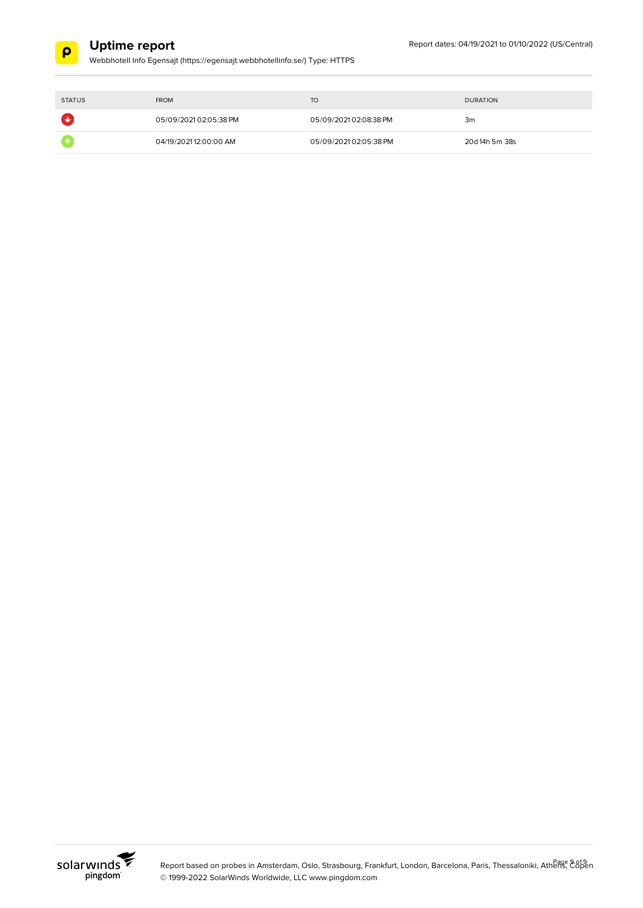# Uptime report

Report dates: 04/19/2021 to 01/10/2022 (US/Central)

Webbhotell Info Egensajt (https://egensajt.webbhotellinfo.se/) Type: HTTPS

| STATUS | FROM | TO | DURATION |
|---|---|---|---|
| Down | 05/09/2021 02:05:38 PM | 05/09/2021 02:08:38 PM | 3m |
| Up | 04/19/2021 12:00:00 AM | 05/09/2021 02:05:38 PM | 20d 14h 5m 38s |

Report based on probes in Amsterdam, Oslo, Strasbourg, Frankfurt, London, Barcelona, Paris, Thessaloniki, Athens, Copen
© 1999-2022 SolarWinds Worldwide, LLC www.pingdom.com